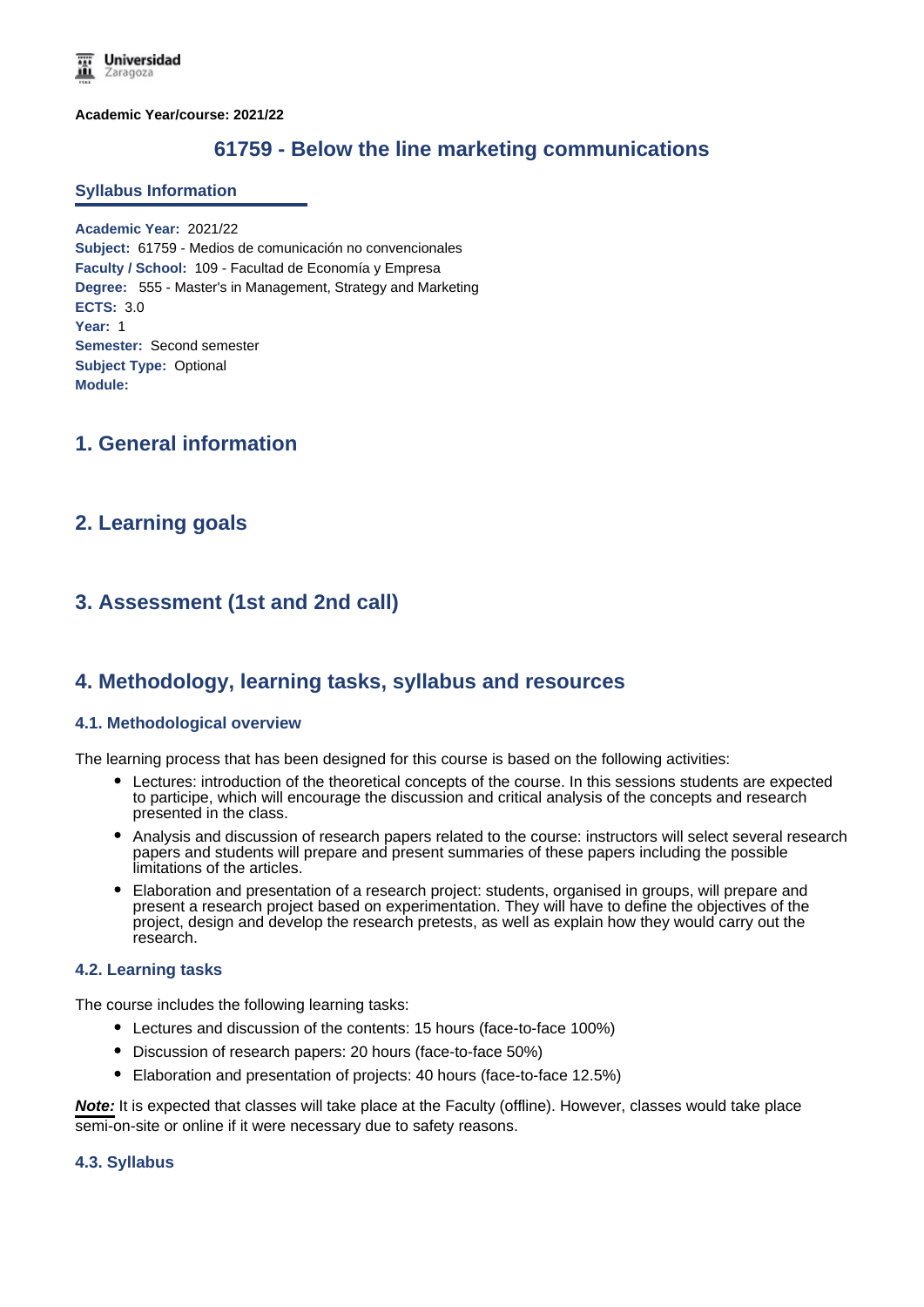**Academic Year/course: 2021/22**

# 61759 - Below the line marketing communications

## Syllabus Information

**Academic Year:** 2021/22
**Subject:** 61759 - Medios de comunicación no convencionales
**Faculty / School:** 109 - Facultad de Economía y Empresa
**Degree:** 555 - Master's in Management, Strategy and Marketing
**ECTS:** 3.0
**Year:** 1
**Semester:** Second semester
**Subject Type:** Optional
**Module:**

## 1. General information

## 2. Learning goals

## 3. Assessment (1st and 2nd call)

## 4. Methodology, learning tasks, syllabus and resources

### 4.1. Methodological overview

The learning process that has been designed for this course is based on the following activities:

- Lectures: introduction of the theoretical concepts of the course. In this sessions students are expected to participe, which will encourage the discussion and critical analysis of the concepts and research presented in the class.
- Analysis and discussion of research papers related to the course: instructors will select several research papers and students will prepare and present summaries of these papers including the possible limitations of the articles.
- Elaboration and presentation of a research project: students, organised in groups, will prepare and present a research project based on experimentation. They will have to define the objectives of the project, design and develop the research pretests, as well as explain how they would carry out the research.

### 4.2. Learning tasks

The course includes the following learning tasks:

- Lectures and discussion of the contents: 15 hours (face-to-face 100%)
- Discussion of research papers: 20 hours (face-to-face 50%)
- Elaboration and presentation of projects: 40 hours (face-to-face 12.5%)

***Note:*** It is expected that classes will take place at the Faculty (offline). However, classes would take place semi-on-site or online if it were necessary due to safety reasons.

### 4.3. Syllabus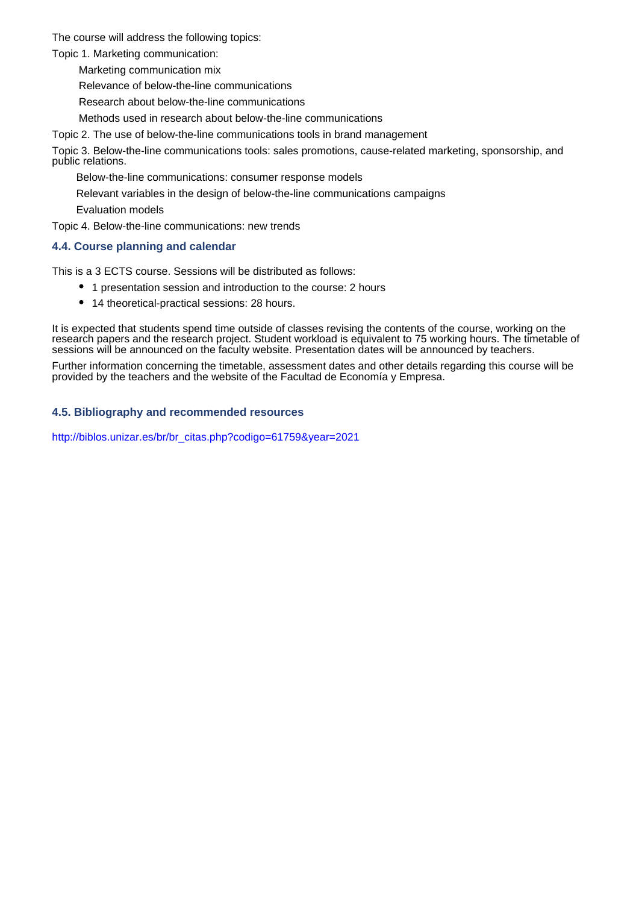The course will address the following topics:

Topic 1. Marketing communication:

- Marketing communication mix
- Relevance of below-the-line communications
- Research about below-the-line communications
- Methods used in research about below-the-line communications

Topic 2. The use of below-the-line communications tools in brand management

Topic 3. Below-the-line communications tools: sales promotions, cause-related marketing, sponsorship, and public relations.

- Below-the-line communications: consumer response models
- Relevant variables in the design of below-the-line communications campaigns
- Evaluation models

Topic 4. Below-the-line communications: new trends

### 4.4. Course planning and calendar

This is a 3 ECTS course. Sessions will be distributed as follows:

- 1 presentation session and introduction to the course: 2 hours
- 14 theoretical-practical sessions: 28 hours.

It is expected that students spend time outside of classes revising the contents of the course, working on the research papers and the research project. Student workload is equivalent to 75 working hours. The timetable of sessions will be announced on the faculty website. Presentation dates will be announced by teachers.

Further information concerning the timetable, assessment dates and other details regarding this course will be provided by the teachers and the website of the Facultad de Economía y Empresa.

### 4.5. Bibliography and recommended resources

http://biblos.unizar.es/br/br_citas.php?codigo=61759&year=2021